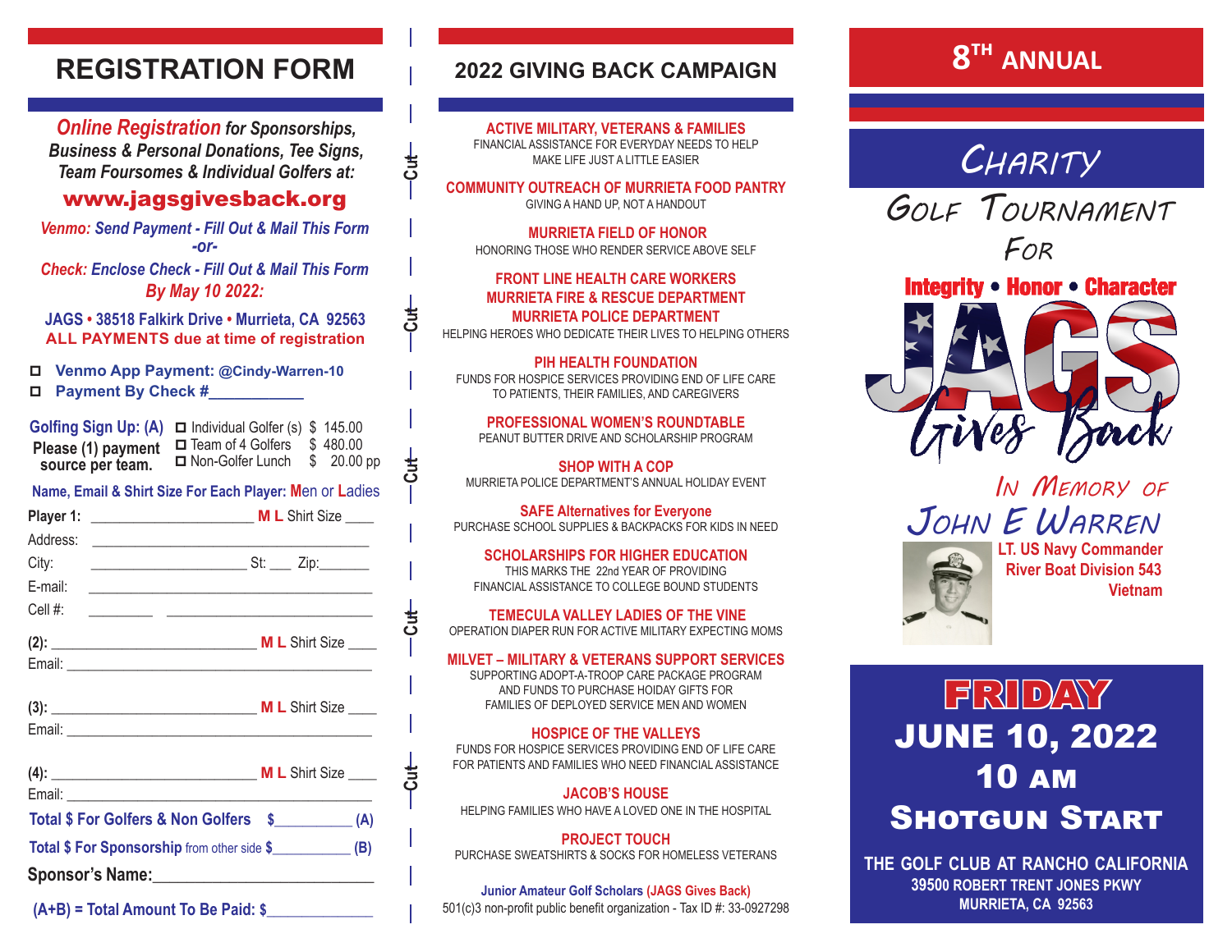# REGISTRATION FORM

***Online Registration** for Sponsorships, Business & Personal Donations, Tee Signs, Team Foursomes & Individual Golfers at:*

**www.jagsgivesback.org**

*Venmo: Send Payment - Fill Out & Mail This Form*
*-or-*
*Check: Enclose Check - Fill Out & Mail This Form*
***By May 10 2022:***

**JAGS • 38518 Falkirk Drive • Murrieta, CA 92563**
**ALL PAYMENTS due at time of registration**

- ☐ **Venmo App Payment: @Cindy-Warren-10**
- ☐ **Payment By Check #__________**

**Golfing Sign Up: (A)**
**Please (1) payment source per team.**

- ☐ Individual Golfer (s) $ 145.00
- ☐ Team of 4 Golfers $ 480.00
- ☐ Non-Golfer Lunch $ 20.00 pp

**Name, Email & Shirt Size For Each Player: Men or Ladies**

**Player 1:** ____________________ **M L** Shirt Size ____
Address: ________________________________
City: ____________________ St: ___ Zip:_______
E-mail: ________________________________
Cell #: ________ ________________________

**(2):** __________________________ **M L** Shirt Size ____
Email: ________________________________

**(3):** __________________________ **M L** Shirt Size ____
Email: ________________________________

**(4):** __________________________ **M L** Shirt Size ____
Email: ________________________________

**Total $ For Golfers & Non Golfers $__________ (A)**

**Total $ For Sponsorship** from other side **$__________ (B)**

**Sponsor's Name:__________________________**

**(A+B) = Total Amount To Be Paid: $_____________**

# 2022 GIVING BACK CAMPAIGN

**ACTIVE MILITARY, VETERANS & FAMILIES**
FINANCIAL ASSISTANCE FOR EVERYDAY NEEDS TO HELP MAKE LIFE JUST A LITTLE EASIER

**COMMUNITY OUTREACH OF MURRIETA FOOD PANTRY**
GIVING A HAND UP, NOT A HANDOUT

**MURRIETA FIELD OF HONOR**
HONORING THOSE WHO RENDER SERVICE ABOVE SELF

**FRONT LINE HEALTH CARE WORKERS**
**MURRIETA FIRE & RESCUE DEPARTMENT**
**MURRIETA POLICE DEPARTMENT**
HELPING HEROES WHO DEDICATE THEIR LIVES TO HELPING OTHERS

**PIH HEALTH FOUNDATION**
FUNDS FOR HOSPICE SERVICES PROVIDING END OF LIFE CARE TO PATIENTS, THEIR FAMILIES, AND CAREGIVERS

**PROFESSIONAL WOMEN'S ROUNDTABLE**
PEANUT BUTTER DRIVE AND SCHOLARSHIP PROGRAM

**SHOP WITH A COP**
MURRIETA POLICE DEPARTMENT'S ANNUAL HOLIDAY EVENT

**SAFE Alternatives for Everyone**
PURCHASE SCHOOL SUPPLIES & BACKPACKS FOR KIDS IN NEED

**SCHOLARSHIPS FOR HIGHER EDUCATION**
THIS MARKS THE 22nd YEAR OF PROVIDING FINANCIAL ASSISTANCE TO COLLEGE BOUND STUDENTS

**TEMECULA VALLEY LADIES OF THE VINE**
OPERATION DIAPER RUN FOR ACTIVE MILITARY EXPECTING MOMS

**MILVET – MILITARY & VETERANS SUPPORT SERVICES**
SUPPORTING ADOPT-A-TROOP CARE PACKAGE PROGRAM AND FUNDS TO PURCHASE HOIDAY GIFTS FOR FAMILIES OF DEPLOYED SERVICE MEN AND WOMEN

**HOSPICE OF THE VALLEYS**
FUNDS FOR HOSPICE SERVICES PROVIDING END OF LIFE CARE FOR PATIENTS AND FAMILIES WHO NEED FINANCIAL ASSISTANCE

**JACOB'S HOUSE**
HELPING FAMILIES WHO HAVE A LOVED ONE IN THE HOSPITAL

**PROJECT TOUCH**
PURCHASE SWEATSHIRTS & SOCKS FOR HOMELESS VETERANS

**Junior Amateur Golf Scholars (JAGS Gives Back)**
501(c)3 non-profit public benefit organization - Tax ID #: 33-0927298

# 8TH ANNUAL

## CHARITY GOLF TOURNAMENT FOR

**Integrity • Honor • Character**

**JAGS Gives Back**

*In Memory of*
*John E Warren*

**LT. US Navy Commander**
**River Boat Division 543**
**Vietnam**

## FRIDAY
## JUNE 10, 2022
## 10 AM
## SHOTGUN START

**THE GOLF CLUB AT RANCHO CALIFORNIA**
**39500 ROBERT TRENT JONES PKWY**
**MURRIETA, CA 92563**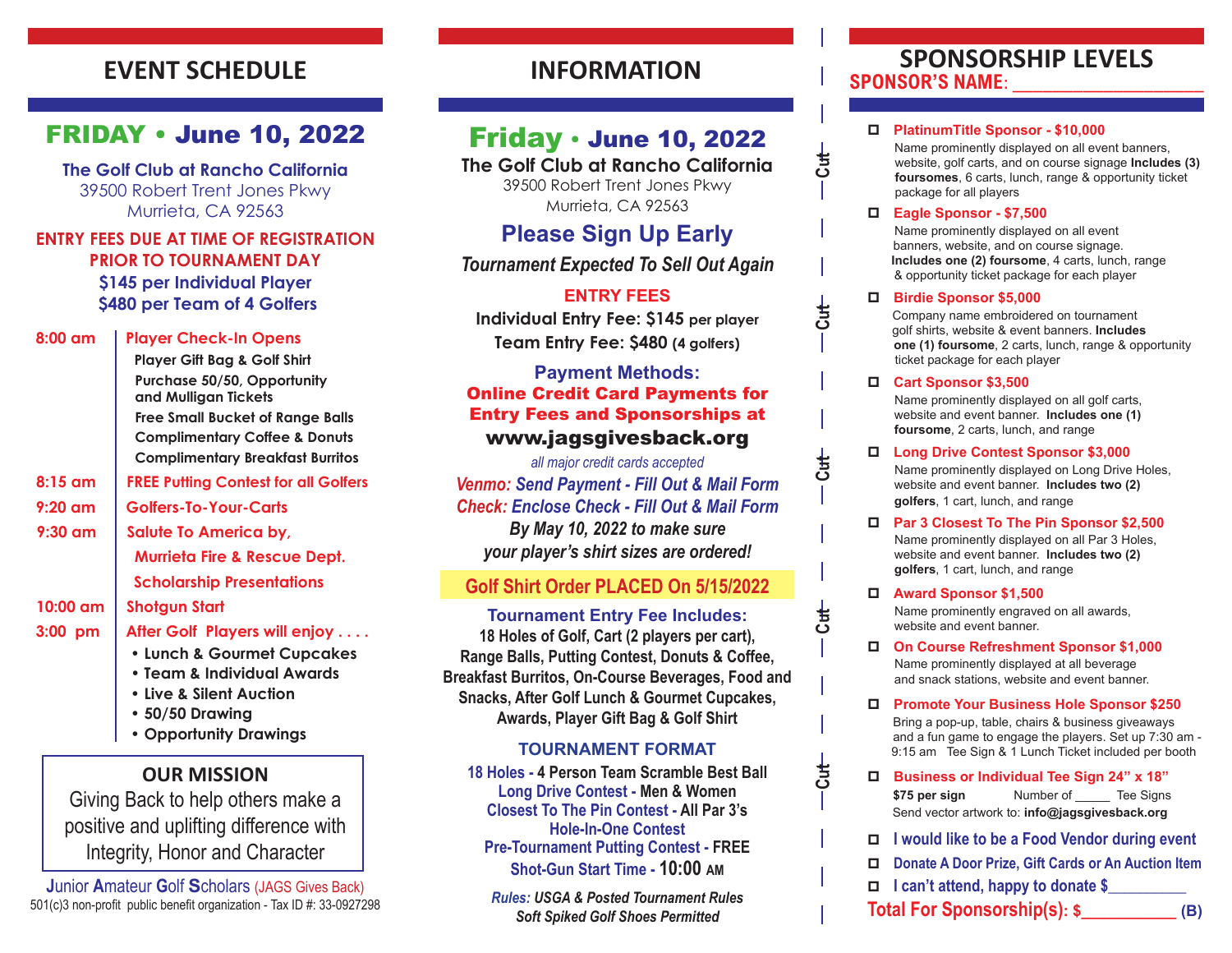## EVENT SCHEDULE

### FRIDAY • June 10, 2022

**The Golf Club at Rancho California**
39500 Robert Trent Jones Pkwy
Murrieta, CA 92563

**ENTRY FEES DUE AT TIME OF REGISTRATION PRIOR TO TOURNAMENT DAY**
**$145 per Individual Player**
**$480 per Team of 4 Golfers**

| | |
|---|---|
| 8:00 am | Player Check-In Opens<br>Player Gift Bag & Golf Shirt<br>Purchase 50/50, Opportunity and Mulligan Tickets<br>Free Small Bucket of Range Balls<br>Complimentary Coffee & Donuts<br>Complimentary Breakfast Burritos |
| 8:15 am | FREE Putting Contest for all Golfers |
| 9:20 am | Golfers-To-Your-Carts |
| 9:30 am | Salute To America by, Murrieta Fire & Rescue Dept.<br>Scholarship Presentations |
| 10:00 am | Shotgun Start |
| 3:00 pm | After Golf Players will enjoy . . . .<br>• Lunch & Gourmet Cupcakes<br>• Team & Individual Awards<br>• Live & Silent Auction<br>• 50/50 Drawing<br>• Opportunity Drawings |

### OUR MISSION

Giving Back to help others make a positive and uplifting difference with Integrity, Honor and Character

Junior Amateur Golf Scholars (JAGS Gives Back)
501(c)3 non-profit public benefit organization - Tax ID #: 33-0927298

## INFORMATION

### Friday • June 10, 2022

**The Golf Club at Rancho California**
39500 Robert Trent Jones Pkwy
Murrieta, CA 92563

### Please Sign Up Early

*Tournament Expected To Sell Out Again*

**ENTRY FEES**
**Individual Entry Fee: $145 per player**
**Team Entry Fee: $480 (4 golfers)**

**Payment Methods:**
**Online Credit Card Payments for Entry Fees and Sponsorships at**
**www.jagsgivesback.org**
*all major credit cards accepted*
*Venmo: Send Payment - Fill Out & Mail Form*
*Check: Enclose Check - Fill Out & Mail Form*
*By May 10, 2022 to make sure your player's shirt sizes are ordered!*

**Golf Shirt Order PLACED On 5/15/2022**

**Tournament Entry Fee Includes:**
18 Holes of Golf, Cart (2 players per cart), Range Balls, Putting Contest, Donuts & Coffee, Breakfast Burritos, On-Course Beverages, Food and Snacks, After Golf Lunch & Gourmet Cupcakes, Awards, Player Gift Bag & Golf Shirt

**TOURNAMENT FORMAT**
18 Holes - 4 Person Team Scramble Best Ball
Long Drive Contest - Men & Women
Closest To The Pin Contest - All Par 3's
Hole-In-One Contest
Pre-Tournament Putting Contest - FREE
Shot-Gun Start Time - 10:00 AM

*Rules: USGA & Posted Tournament Rules*
*Soft Spiked Golf Shoes Permitted*

## SPONSORSHIP LEVELS

**SPONSOR'S NAME:** ____________________

- ☐ **PlatinumTitle Sponsor - $10,000**
  Name prominently displayed on all event banners, website, golf carts, and on course signage **Includes (3) foursomes**, 6 carts, lunch, range & opportunity ticket package for all players
- ☐ **Eagle Sponsor - $7,500**
  Name prominently displayed on all event banners, website, and on course signage. **Includes one (2) foursome**, 4 carts, lunch, range & opportunity ticket package for each player
- ☐ **Birdie Sponsor $5,000**
  Company name embroidered on tournament golf shirts, website & event banners. **Includes one (1) foursome**, 2 carts, lunch, range & opportunity ticket package for each player
- ☐ **Cart Sponsor $3,500**
  Name prominently displayed on all golf carts, website and event banner. **Includes one (1) foursome**, 2 carts, lunch, and range
- ☐ **Long Drive Contest Sponsor $3,000**
  Name prominently displayed on Long Drive Holes, website and event banner. **Includes two (2) golfers**, 1 cart, lunch, and range
- ☐ **Par 3 Closest To The Pin Sponsor $2,500**
  Name prominently displayed on all Par 3 Holes, website and event banner. **Includes two (2) golfers**, 1 cart, lunch, and range
- ☐ **Award Sponsor $1,500**
  Name prominently engraved on all awards, website and event banner.
- ☐ **On Course Refreshment Sponsor $1,000**
  Name prominently displayed at all beverage and snack stations, website and event banner.
- ☐ **Promote Your Business Hole Sponsor $250**
  Bring a pop-up, table, chairs & business giveaways and a fun game to engage the players. Set up 7:30 am - 9:15 am Tee Sign & 1 Lunch Ticket included per booth
- ☐ **Business or Individual Tee Sign 24" x 18"**
  **$75 per sign** Number of _____ Tee Signs
  Send vector artwork to: **info@jagsgivesback.org**
- ☐ I would like to be a Food Vendor during event
- ☐ Donate A Door Prize, Gift Cards or An Auction Item
- ☐ I can't attend, happy to donate $_________

**Total For Sponsorship(s): $__________ (B)**